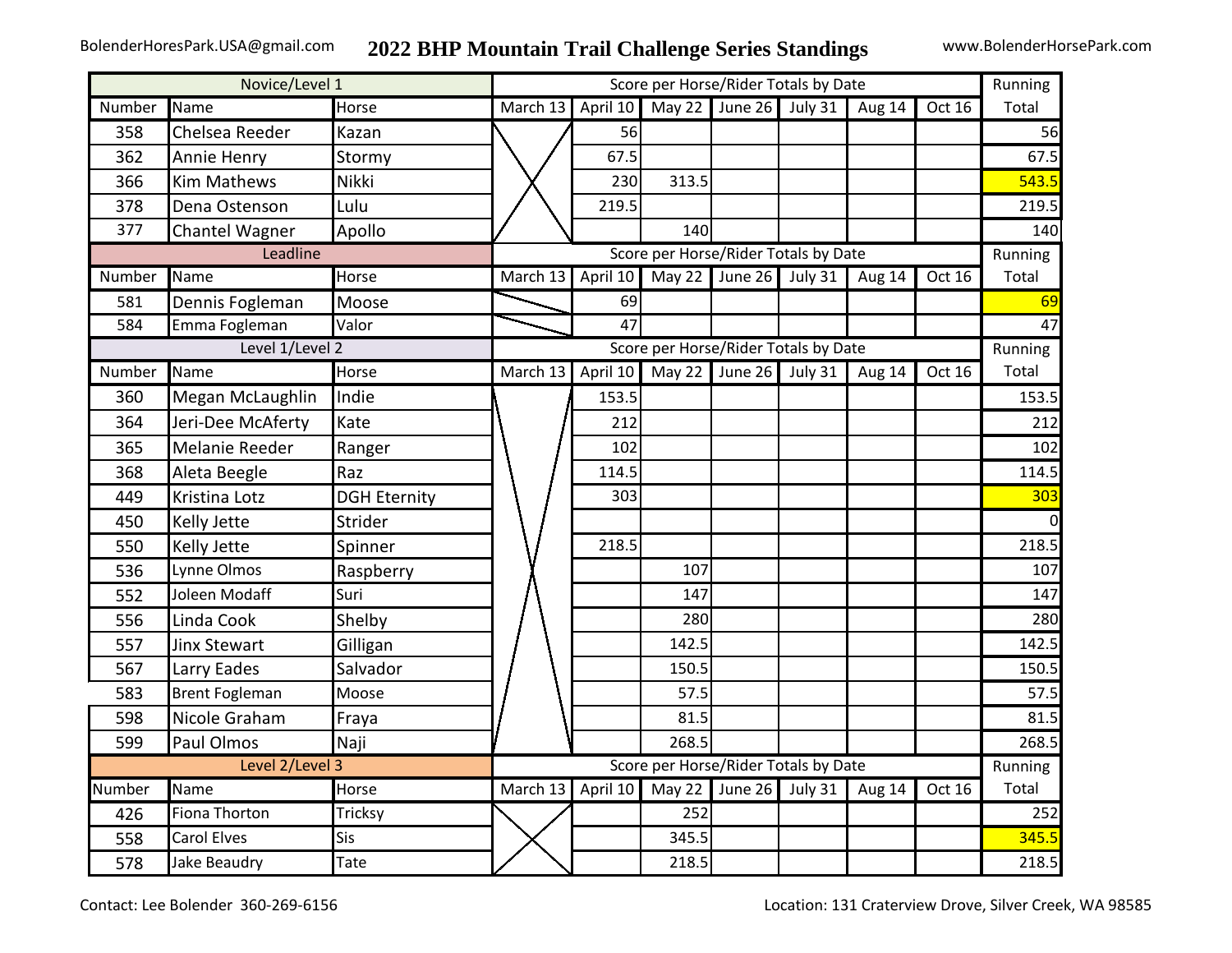BolenderHoresPark.USA@gmail.com

# 2022 BHP Mountain Trail Challenge Series Standings

www.BolenderHorsePark.com

| Novice/Level 1 | | | Score per Horse/Rider Totals by Date | | | | | | | Running Total |
|---|---|---|---|---|---|---|---|---|---|---|
| Number | Name | Horse | March 13 | April 10 | May 22 | June 26 | July 31 | Aug 14 | Oct 16 | |
| 358 | Chelsea Reeder | Kazan | | 56 | | | | | | 56 |
| 362 | Annie Henry | Stormy | | 67.5 | | | | | | 67.5 |
| 366 | Kim Mathews | Nikki | | 230 | 313.5 | | | | | 543.5 |
| 378 | Dena Ostenson | Lulu | | 219.5 | | | | | | 219.5 |
| 377 | Chantel Wagner | Apollo | | | 140 | | | | | 140 |

| Leadline | | | Score per Horse/Rider Totals by Date | | | | | | | Running Total |
|---|---|---|---|---|---|---|---|---|---|---|
| Number | Name | Horse | March 13 | April 10 | May 22 | June 26 | July 31 | Aug 14 | Oct 16 | |
| 581 | Dennis Fogleman | Moose | | 69 | | | | | | 69 |
| 584 | Emma Fogleman | Valor | | 47 | | | | | | 47 |

| Level 1/Level 2 | | | Score per Horse/Rider Totals by Date | | | | | | | Running Total |
|---|---|---|---|---|---|---|---|---|---|---|
| Number | Name | Horse | March 13 | April 10 | May 22 | June 26 | July 31 | Aug 14 | Oct 16 | |
| 360 | Megan McLaughlin | Indie | | 153.5 | | | | | | 153.5 |
| 364 | Jeri-Dee McAferty | Kate | | 212 | | | | | | 212 |
| 365 | Melanie Reeder | Ranger | | 102 | | | | | | 102 |
| 368 | Aleta Beegle | Raz | | 114.5 | | | | | | 114.5 |
| 449 | Kristina Lotz | DGH Eternity | | 303 | | | | | | 303 |
| 450 | Kelly Jette | Strider | | | | | | | | 0 |
| 550 | Kelly Jette | Spinner | | 218.5 | | | | | | 218.5 |
| 536 | Lynne Olmos | Raspberry | | | 107 | | | | | 107 |
| 552 | Joleen Modaff | Suri | | | 147 | | | | | 147 |
| 556 | Linda Cook | Shelby | | | 280 | | | | | 280 |
| 557 | Jinx Stewart | Gilligan | | | 142.5 | | | | | 142.5 |
| 567 | Larry Eades | Salvador | | | 150.5 | | | | | 150.5 |
| 583 | Brent Fogleman | Moose | | | 57.5 | | | | | 57.5 |
| 598 | Nicole Graham | Fraya | | | 81.5 | | | | | 81.5 |
| 599 | Paul Olmos | Naji | | | 268.5 | | | | | 268.5 |

| Level 2/Level 3 | | | Score per Horse/Rider Totals by Date | | | | | | | Running Total |
|---|---|---|---|---|---|---|---|---|---|---|
| Number | Name | Horse | March 13 | April 10 | May 22 | June 26 | July 31 | Aug 14 | Oct 16 | |
| 426 | Fiona Thorton | Tricksy | | | 252 | | | | | 252 |
| 558 | Carol Elves | Sis | | | 345.5 | | | | | 345.5 |
| 578 | Jake Beaudry | Tate | | | 218.5 | | | | | 218.5 |

Contact: Lee Bolender 360-269-6156

Location: 131 Craterview Drove, Silver Creek, WA 98585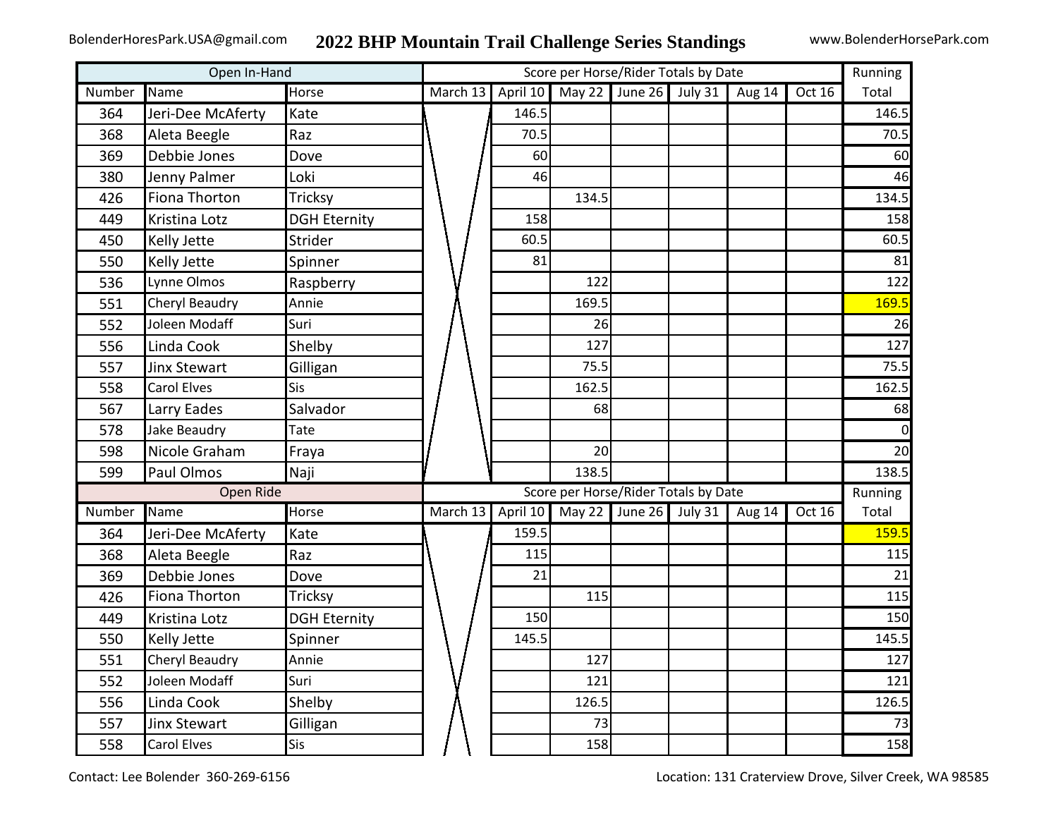BolenderHoresPark.USA@gmail.com

# 2022 BHP Mountain Trail Challenge Series Standings

www.BolenderHorsePark.com

| Open In-Hand | | | Score per Horse/Rider Totals by Date | | | | | | | Running |
|---|---|---|---|---|---|---|---|---|---|---|
| Number | Name | Horse | March 13 | April 10 | May 22 | June 26 | July 31 | Aug 14 | Oct 16 | Total |
| 364 | Jeri-Dee McAferty | Kate | | 146.5 | | | | | | 146.5 |
| 368 | Aleta Beegle | Raz | | 70.5 | | | | | | 70.5 |
| 369 | Debbie Jones | Dove | | 60 | | | | | | 60 |
| 380 | Jenny Palmer | Loki | | 46 | | | | | | 46 |
| 426 | Fiona Thorton | Tricksy | | | 134.5 | | | | | 134.5 |
| 449 | Kristina Lotz | DGH Eternity | | 158 | | | | | | 158 |
| 450 | Kelly Jette | Strider | | 60.5 | | | | | | 60.5 |
| 550 | Kelly Jette | Spinner | | 81 | | | | | | 81 |
| 536 | Lynne Olmos | Raspberry | | | 122 | | | | | 122 |
| 551 | Cheryl Beaudry | Annie | | | 169.5 | | | | | 169.5 |
| 552 | Joleen Modaff | Suri | | | 26 | | | | | 26 |
| 556 | Linda Cook | Shelby | | | 127 | | | | | 127 |
| 557 | Jinx Stewart | Gilligan | | | 75.5 | | | | | 75.5 |
| 558 | Carol Elves | Sis | | | 162.5 | | | | | 162.5 |
| 567 | Larry Eades | Salvador | | | 68 | | | | | 68 |
| 578 | Jake Beaudry | Tate | | | | | | | | 0 |
| 598 | Nicole Graham | Fraya | | | 20 | | | | | 20 |
| 599 | Paul Olmos | Naji | | | 138.5 | | | | | 138.5 |

| Open Ride | | | Score per Horse/Rider Totals by Date | | | | | | | Running |
|---|---|---|---|---|---|---|---|---|---|---|
| Number | Name | Horse | March 13 | April 10 | May 22 | June 26 | July 31 | Aug 14 | Oct 16 | Total |
| 364 | Jeri-Dee McAferty | Kate | | 159.5 | | | | | | 159.5 |
| 368 | Aleta Beegle | Raz | | 115 | | | | | | 115 |
| 369 | Debbie Jones | Dove | | 21 | | | | | | 21 |
| 426 | Fiona Thorton | Tricksy | | | 115 | | | | | 115 |
| 449 | Kristina Lotz | DGH Eternity | | 150 | | | | | | 150 |
| 550 | Kelly Jette | Spinner | | 145.5 | | | | | | 145.5 |
| 551 | Cheryl Beaudry | Annie | | | 127 | | | | | 127 |
| 552 | Joleen Modaff | Suri | | | 121 | | | | | 121 |
| 556 | Linda Cook | Shelby | | | 126.5 | | | | | 126.5 |
| 557 | Jinx Stewart | Gilligan | | | 73 | | | | | 73 |
| 558 | Carol Elves | Sis | | | 158 | | | | | 158 |

Contact: Lee Bolender 360-269-6156

Location: 131 Craterview Drove, Silver Creek, WA 98585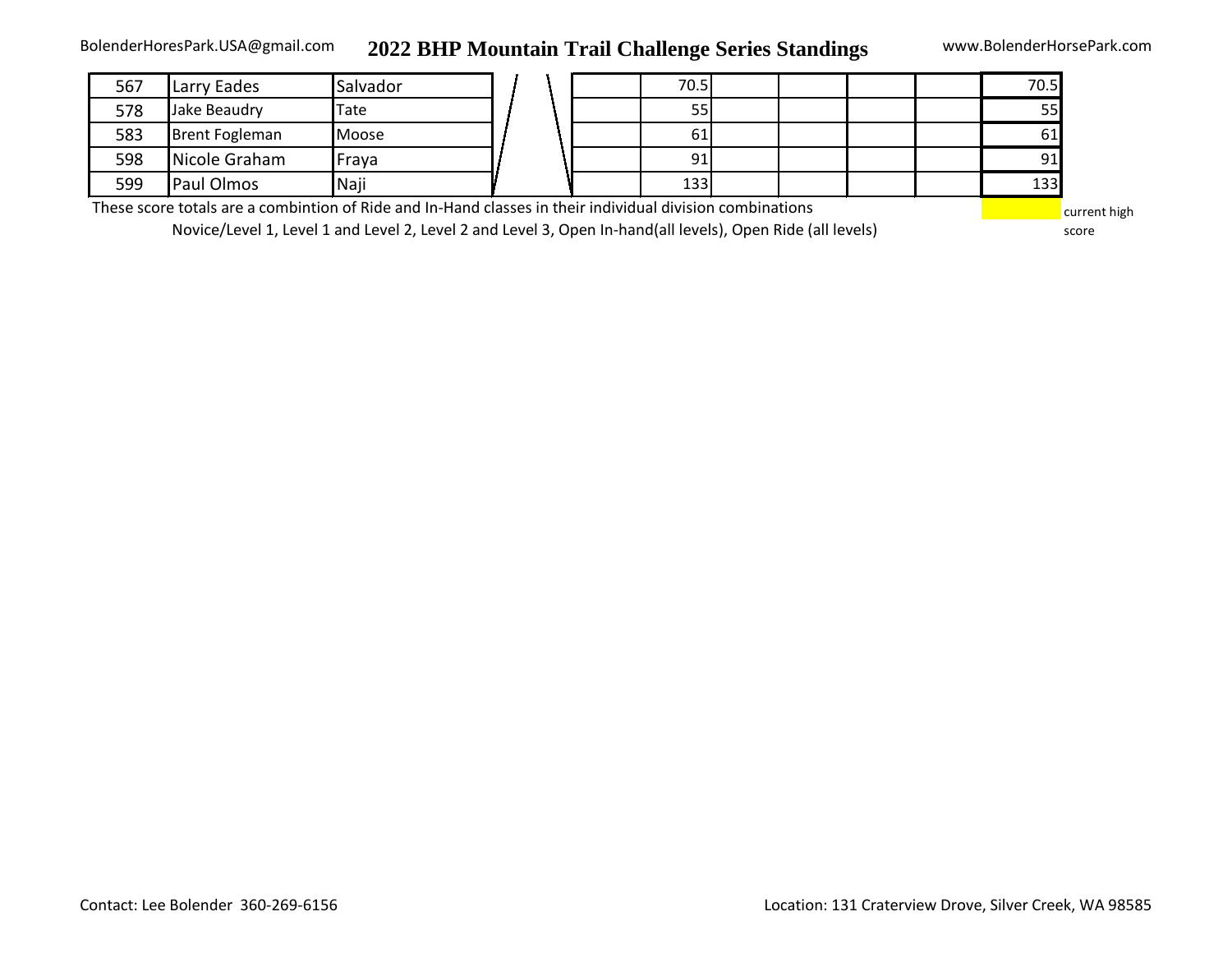| | | | | | | | | | | |
|---|---|---|---|---|---|---|---|---|---|---|
| 567 | Larry Eades | Salvador | | | 70.5 | | | | | 70.5 |
| 578 | Jake Beaudry | Tate | | | 55 | | | | | 55 |
| 583 | Brent Fogleman | Moose | | | 61 | | | | | 61 |
| 598 | Nicole Graham | Fraya | | | 91 | | | | | 91 |
| 599 | Paul Olmos | Naji | | | 133 | | | | | 133 |

These score totals are a combintion of Ride and In-Hand classes in their individual division combinations

Novice/Level 1, Level 1 and Level 2, Level 2 and Level 3, Open In-hand(all levels), Open Ride (all levels)

current high score